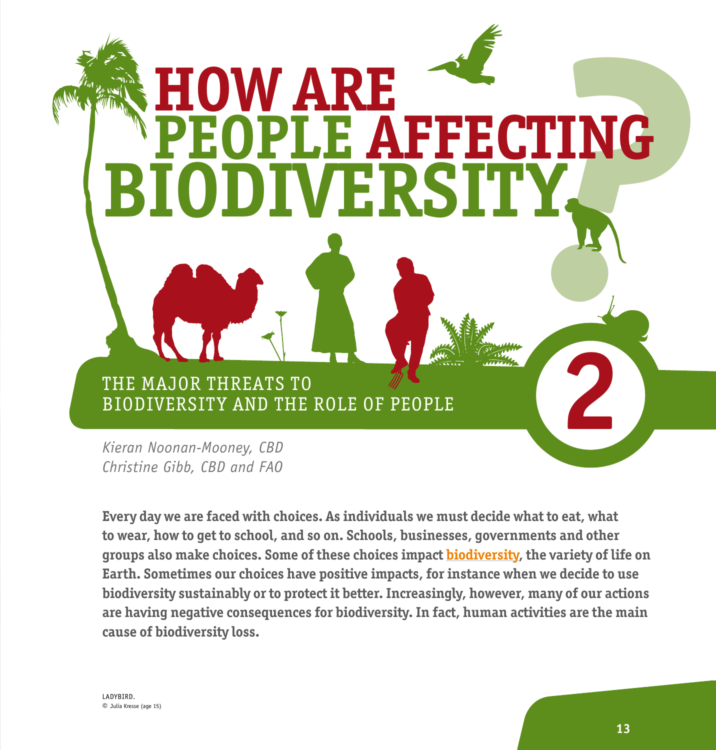# HOW ARE PEOPLE AFFECTING BIODIVERSITY?

## 2

## THE MAJOR THREATS TO BIODIVERSITY AND THE ROLE OF PEOPLE

*Kieran Noonan-Mooney, CBD*
*Christine Gibb, CBD and FAO*

**Every day we are faced with choices. As individuals we must decide what to eat, what to wear, how to get to school, and so on. Schools, businesses, governments and other groups also make choices. Some of these choices impact biodiversity, the variety of life on Earth. Sometimes our choices have positive impacts, for instance when we decide to use biodiversity sustainably or to protect it better. Increasingly, however, many of our actions are having negative consequences for biodiversity. In fact, human activities are the main cause of biodiversity loss.**

LADYBIRD.
© Julia Kresse (age 15)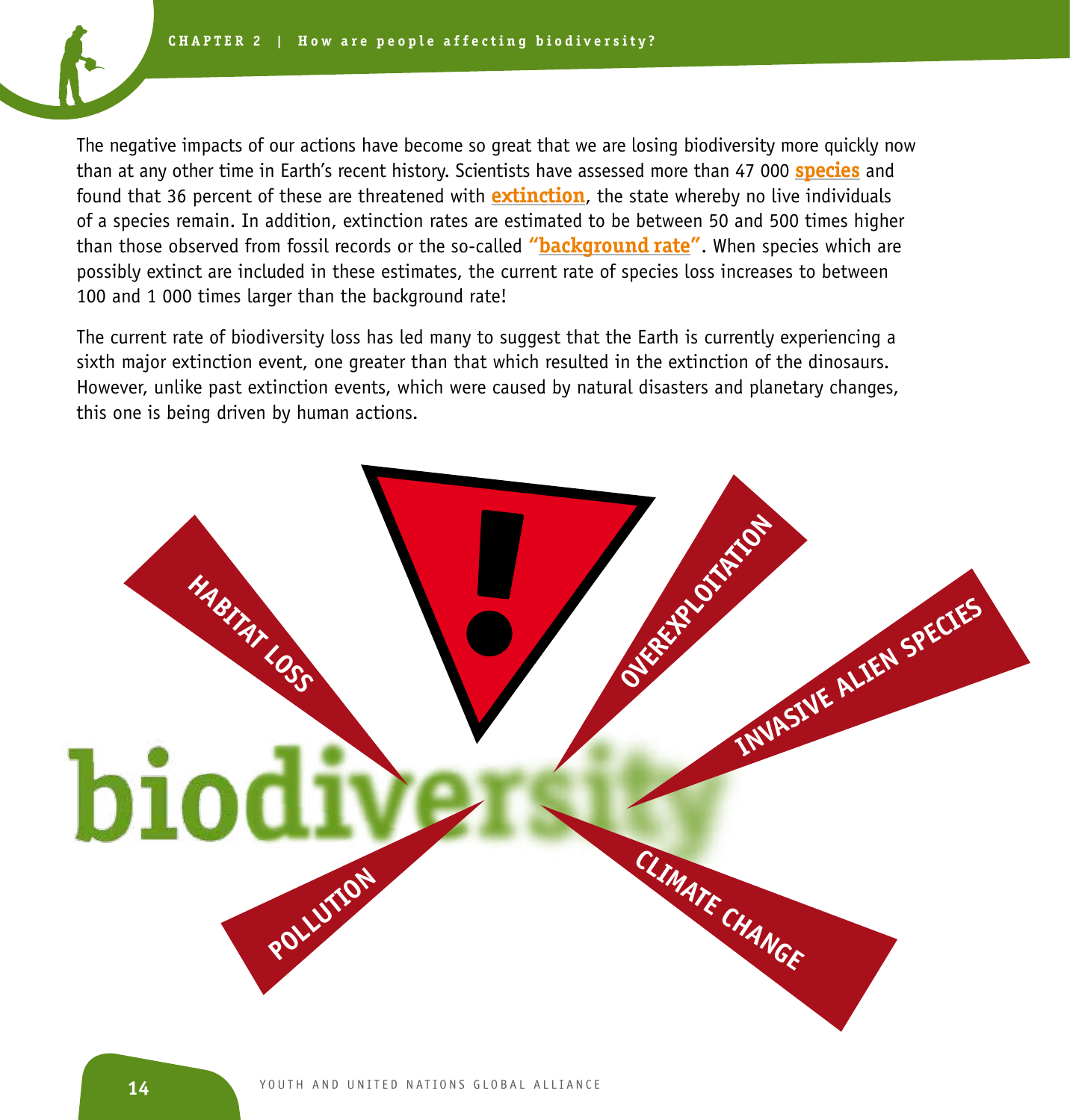The negative impacts of our actions have become so great that we are losing biodiversity more quickly now than at any other time in Earth's recent history. Scientists have assessed more than 47 000 **species** and found that 36 percent of these are threatened with **extinction**, the state whereby no live individuals of a species remain. In addition, extinction rates are estimated to be between 50 and 500 times higher than those observed from fossil records or the so-called **"background rate"**. When species which are possibly extinct are included in these estimates, the current rate of species loss increases to between 100 and 1 000 times larger than the background rate!

The current rate of biodiversity loss has led many to suggest that the Earth is currently experiencing a sixth major extinction event, one greater than that which resulted in the extinction of the dinosaurs. However, unlike past extinction events, which were caused by natural disasters and planetary changes, this one is being driven by human actions.

**HABITAT LOSS** | **OVEREXPLOITATION** | **INVASIVE ALIEN SPECIES** | **POLLUTION** | **CLIMATE CHANGE**

biodiversity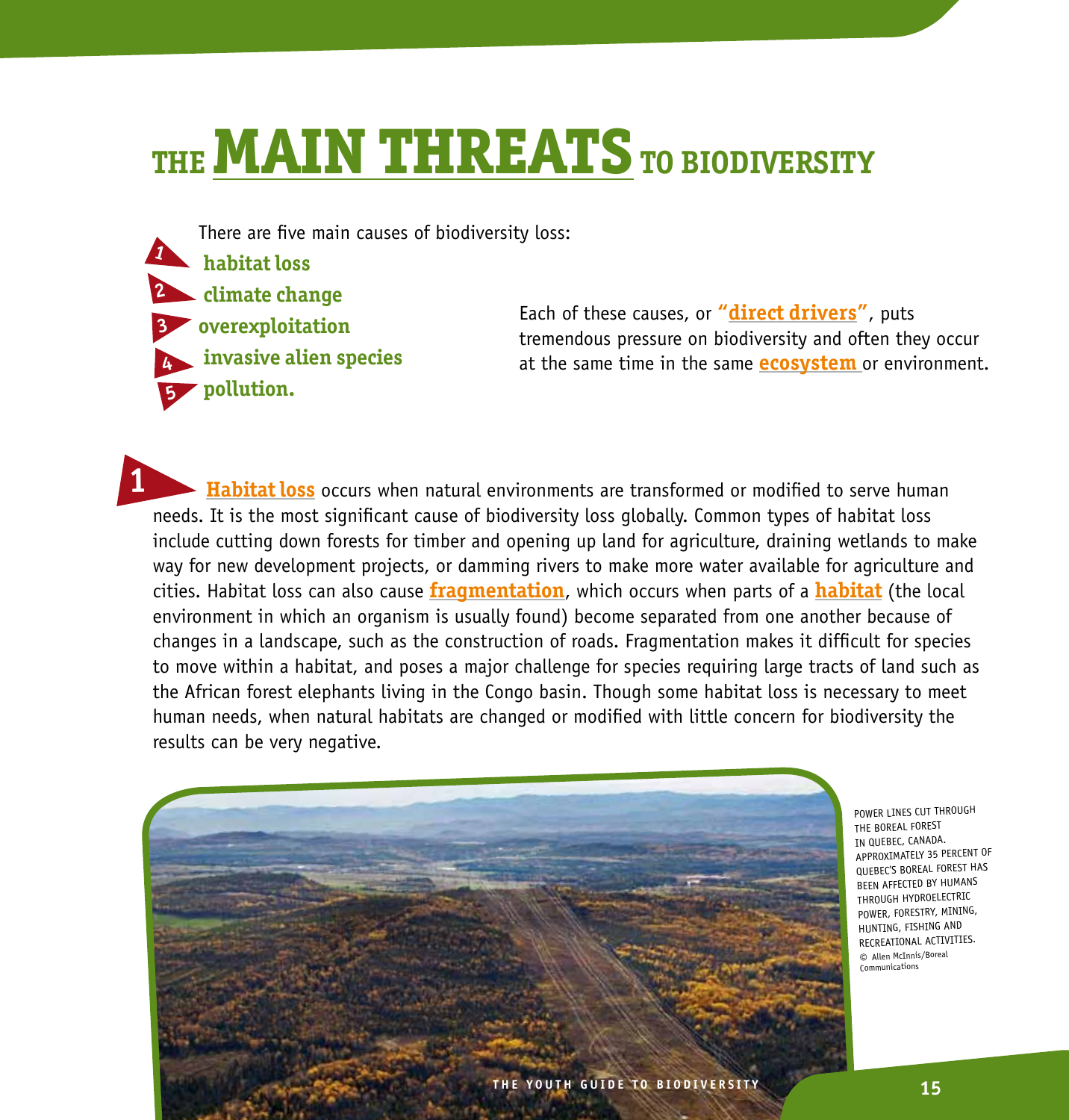# THE MAIN THREATS TO BIODIVERSITY

There are five main causes of biodiversity loss:

1. **habitat loss**
2. **climate change**
3. **overexploitation**
4. **invasive alien species**
5. **pollution.**

Each of these causes, or **"direct drivers"**, puts tremendous pressure on biodiversity and often they occur at the same time in the same **ecosystem** or environment.

**1** **Habitat loss** occurs when natural environments are transformed or modified to serve human needs. It is the most significant cause of biodiversity loss globally. Common types of habitat loss include cutting down forests for timber and opening up land for agriculture, draining wetlands to make way for new development projects, or damming rivers to make more water available for agriculture and cities. Habitat loss can also cause **fragmentation**, which occurs when parts of a **habitat** (the local environment in which an organism is usually found) become separated from one another because of changes in a landscape, such as the construction of roads. Fragmentation makes it difficult for species to move within a habitat, and poses a major challenge for species requiring large tracts of land such as the African forest elephants living in the Congo basin. Though some habitat loss is necessary to meet human needs, when natural habitats are changed or modified with little concern for biodiversity the results can be very negative.

POWER LINES CUT THROUGH THE BOREAL FOREST IN QUEBEC, CANADA. APPROXIMATELY 35 PERCENT OF QUEBEC'S BOREAL FOREST HAS BEEN AFFECTED BY HUMANS THROUGH HYDROELECTRIC POWER, FORESTRY, MINING, HUNTING, FISHING AND RECREATIONAL ACTIVITIES. © Allen McInnis/Boreal Communications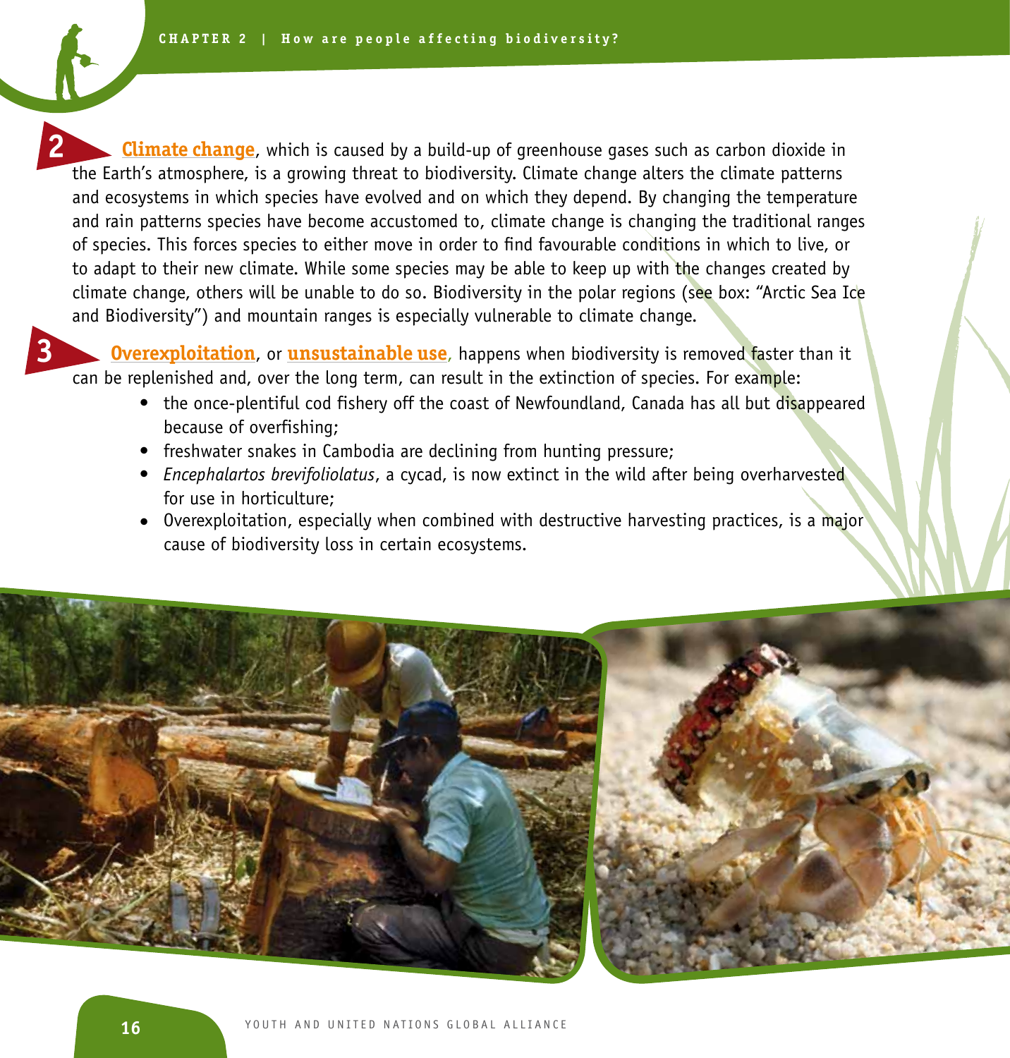**2** **Climate change**, which is caused by a build-up of greenhouse gases such as carbon dioxide in the Earth's atmosphere, is a growing threat to biodiversity. Climate change alters the climate patterns and ecosystems in which species have evolved and on which they depend. By changing the temperature and rain patterns species have become accustomed to, climate change is changing the traditional ranges of species. This forces species to either move in order to find favourable conditions in which to live, or to adapt to their new climate. While some species may be able to keep up with the changes created by climate change, others will be unable to do so. Biodiversity in the polar regions (see box: "Arctic Sea Ice and Biodiversity") and mountain ranges is especially vulnerable to climate change.

**3** **Overexploitation**, or **unsustainable use**, happens when biodiversity is removed faster than it can be replenished and, over the long term, can result in the extinction of species. For example:

- the once-plentiful cod fishery off the coast of Newfoundland, Canada has all but disappeared because of overfishing;
- freshwater snakes in Cambodia are declining from hunting pressure;
- *Encephalartos brevifoliolatus*, a cycad, is now extinct in the wild after being overharvested for use in horticulture;
- Overexploitation, especially when combined with destructive harvesting practices, is a major cause of biodiversity loss in certain ecosystems.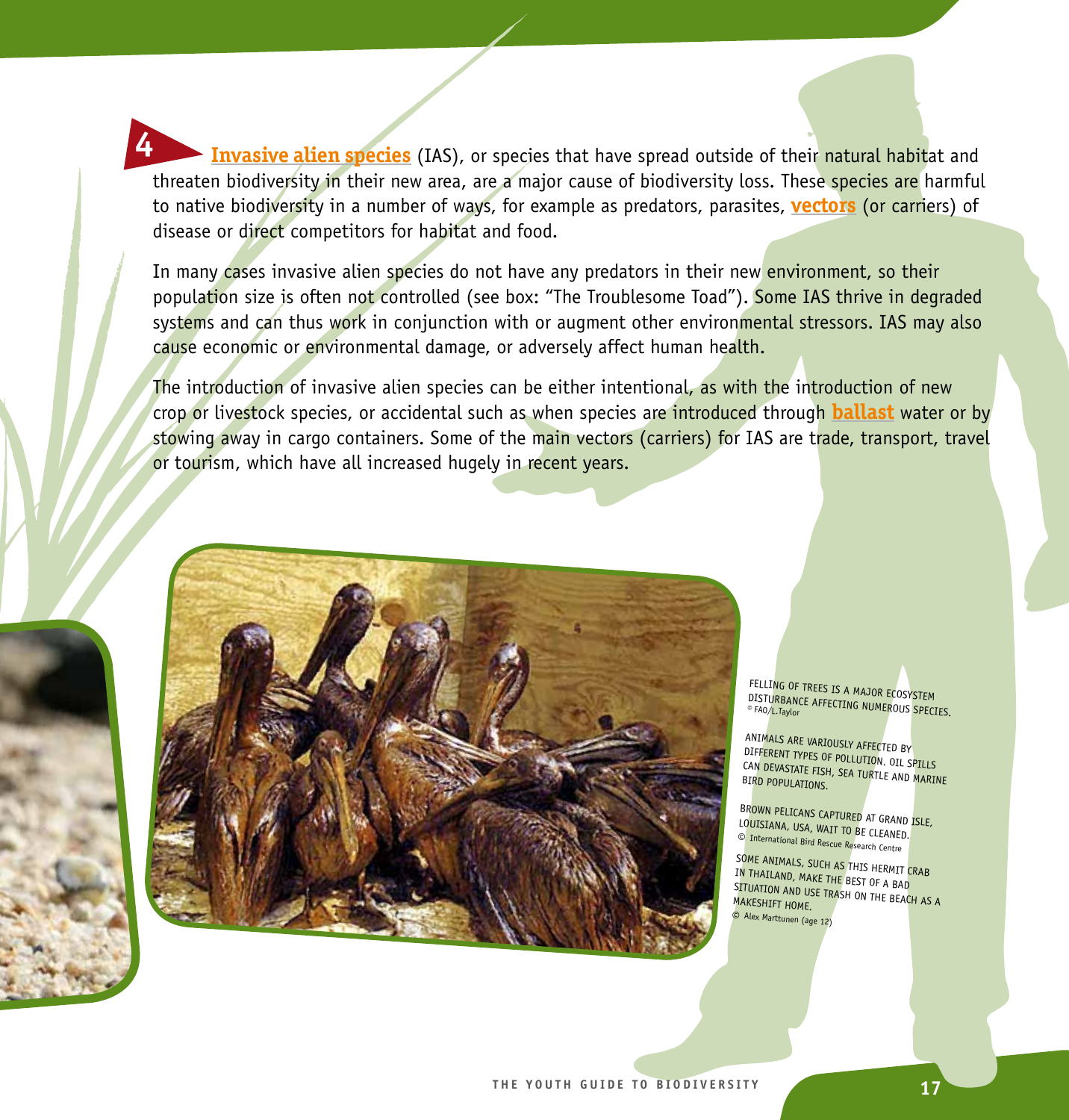**4** **Invasive alien species** (IAS), or species that have spread outside of their natural habitat and threaten biodiversity in their new area, are a major cause of biodiversity loss. These species are harmful to native biodiversity in a number of ways, for example as predators, parasites, **vectors** (or carriers) of disease or direct competitors for habitat and food.

In many cases invasive alien species do not have any predators in their new environment, so their population size is often not controlled (see box: "The Troublesome Toad"). Some IAS thrive in degraded systems and can thus work in conjunction with or augment other environmental stressors. IAS may also cause economic or environmental damage, or adversely affect human health.

The introduction of invasive alien species can be either intentional, as with the introduction of new crop or livestock species, or accidental such as when species are introduced through **ballast** water or by stowing away in cargo containers. Some of the main vectors (carriers) for IAS are trade, transport, travel or tourism, which have all increased hugely in recent years.

FELLING OF TREES IS A MAJOR ECOSYSTEM DISTURBANCE AFFECTING NUMEROUS SPECIES.
© FAO/L.Taylor

ANIMALS ARE VARIOUSLY AFFECTED BY DIFFERENT TYPES OF POLLUTION. OIL SPILLS CAN DEVASTATE FISH, SEA TURTLE AND MARINE BIRD POPULATIONS.

BROWN PELICANS CAPTURED AT GRAND ISLE, LOUISIANA, USA, WAIT TO BE CLEANED.
© International Bird Rescue Research Centre

SOME ANIMALS, SUCH AS THIS HERMIT CRAB IN THAILAND, MAKE THE BEST OF A BAD SITUATION AND USE TRASH ON THE BEACH AS A MAKESHIFT HOME.
© Alex Marttunen (age 12)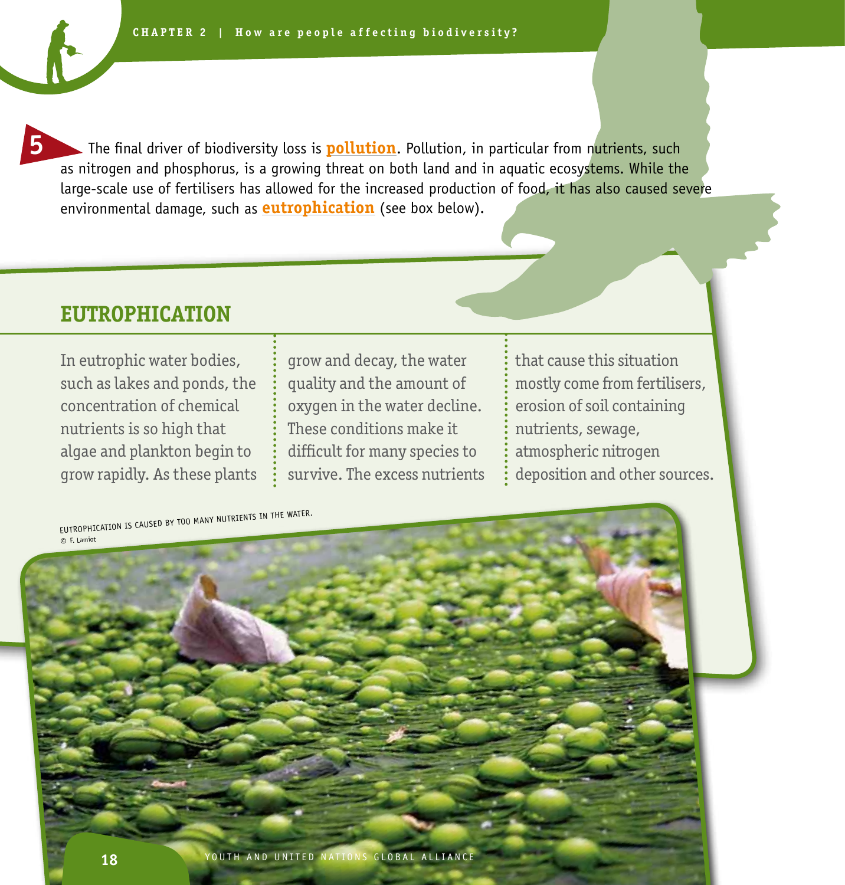**5** The final driver of biodiversity loss is **pollution**. Pollution, in particular from nutrients, such as nitrogen and phosphorus, is a growing threat on both land and in aquatic ecosystems. While the large-scale use of fertilisers has allowed for the increased production of food, it has also caused severe environmental damage, such as **eutrophication** (see box below).

## EUTROPHICATION

In eutrophic water bodies, such as lakes and ponds, the concentration of chemical nutrients is so high that algae and plankton begin to grow rapidly. As these plants grow and decay, the water quality and the amount of oxygen in the water decline. These conditions make it difficult for many species to survive. The excess nutrients that cause this situation mostly come from fertilisers, erosion of soil containing nutrients, sewage, atmospheric nitrogen deposition and other sources.

EUTROPHICATION IS CAUSED BY TOO MANY NUTRIENTS IN THE WATER.
© F. Lamiot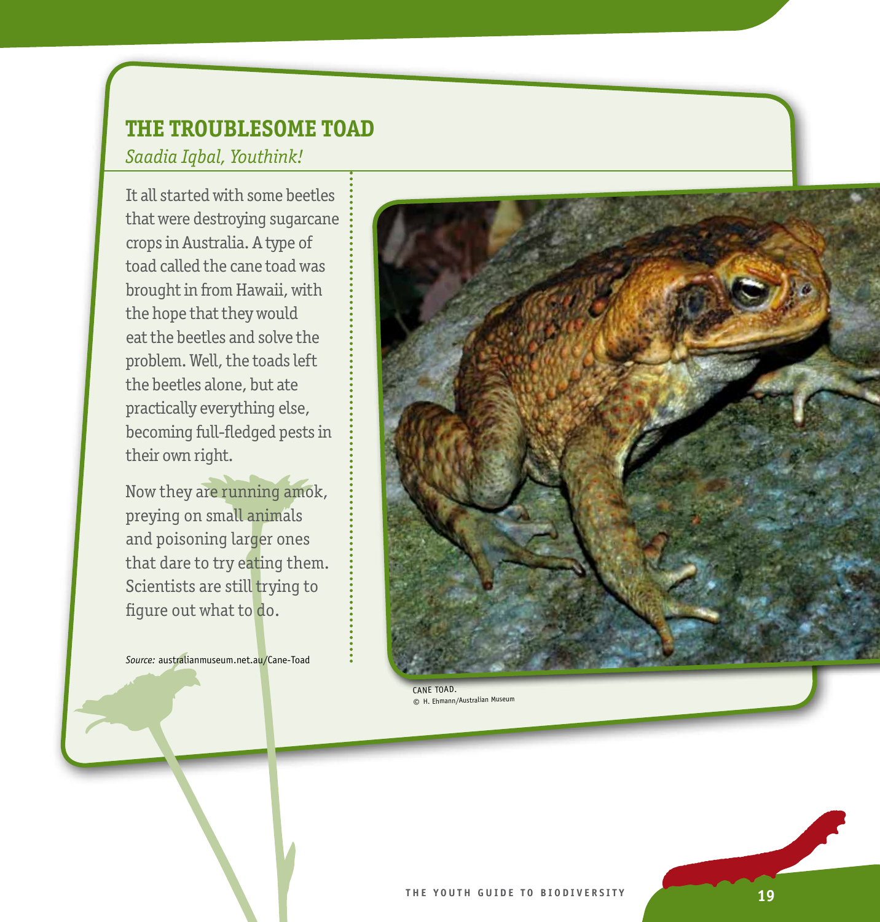## THE TROUBLESOME TOAD

*Saadia Iqbal, Youthink!*

It all started with some beetles that were destroying sugarcane crops in Australia. A type of toad called the cane toad was brought in from Hawaii, with the hope that they would eat the beetles and solve the problem. Well, the toads left the beetles alone, but ate practically everything else, becoming full-fledged pests in their own right.

Now they are running amok, preying on small animals and poisoning larger ones that dare to try eating them. Scientists are still trying to figure out what to do.

*Source:* australianmuseum.net.au/Cane-Toad

CANE TOAD.
© H. Ehmann/Australian Museum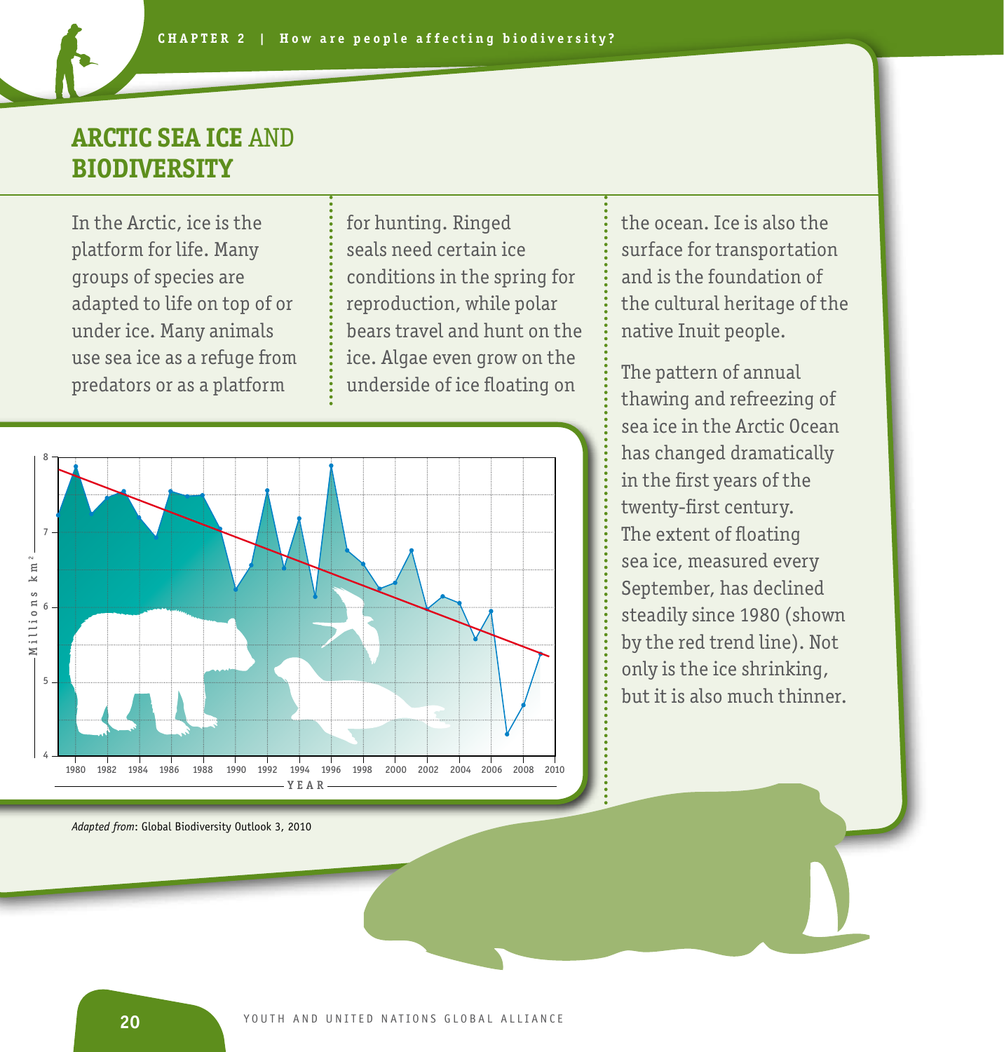## ARCTIC SEA ICE AND BIODIVERSITY

In the Arctic, ice is the platform for life. Many groups of species are adapted to life on top of or under ice. Many animals use sea ice as a refuge from predators or as a platform for hunting. Ringed seals need certain ice conditions in the spring for reproduction, while polar bears travel and hunt on the ice. Algae even grow on the underside of ice floating on the ocean. Ice is also the surface for transportation and is the foundation of the cultural heritage of the native Inuit people.

The pattern of annual thawing and refreezing of sea ice in the Arctic Ocean has changed dramatically in the first years of the twenty-first century. The extent of floating sea ice, measured every September, has declined steadily since 1980 (shown by the red trend line). Not only is the ice shrinking, but it is also much thinner.

*Adapted from*: Global Biodiversity Outlook 3, 2010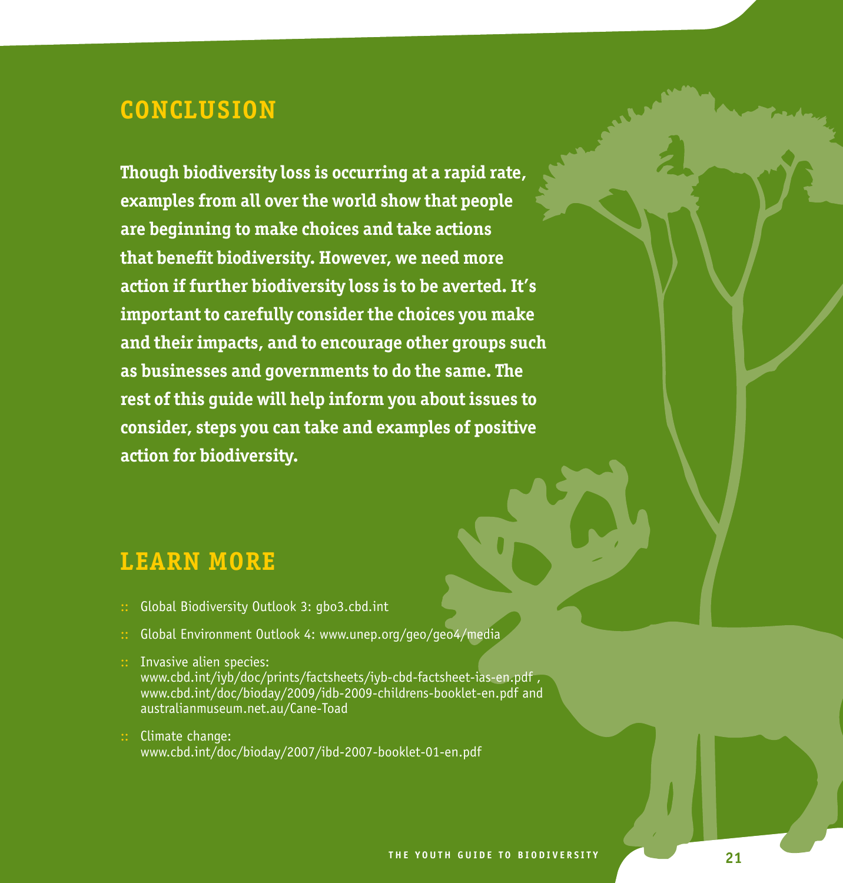## CONCLUSION

**Though biodiversity loss is occurring at a rapid rate, examples from all over the world show that people are beginning to make choices and take actions that benefit biodiversity. However, we need more action if further biodiversity loss is to be averted. It's important to carefully consider the choices you make and their impacts, and to encourage other groups such as businesses and governments to do the same. The rest of this guide will help inform you about issues to consider, steps you can take and examples of positive action for biodiversity.**

## LEARN MORE

- Global Biodiversity Outlook 3: gbo3.cbd.int
- Global Environment Outlook 4: www.unep.org/geo/geo4/media
- Invasive alien species: www.cbd.int/iyb/doc/prints/factsheets/iyb-cbd-factsheet-ias-en.pdf , www.cbd.int/doc/bioday/2009/idb-2009-childrens-booklet-en.pdf and australianmuseum.net.au/Cane-Toad
- Climate change: www.cbd.int/doc/bioday/2007/ibd-2007-booklet-01-en.pdf